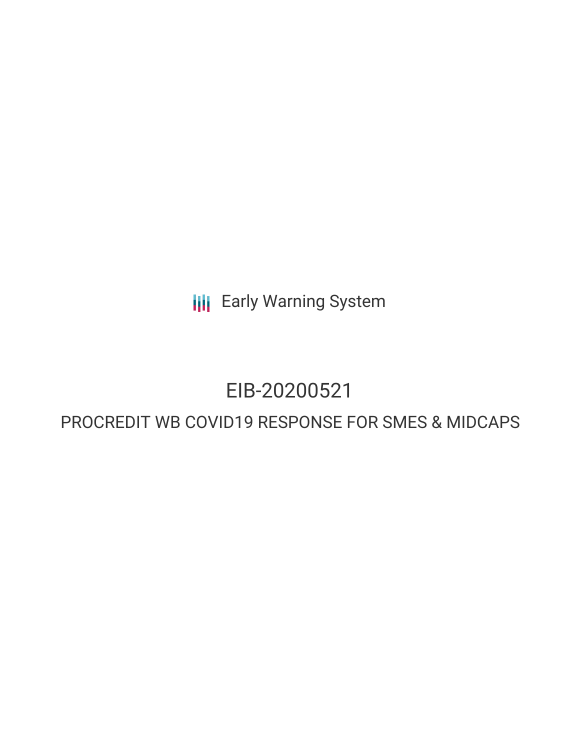Early Warning System

# EIB-20200521

## PROCREDIT WB COVID19 RESPONSE FOR SMES & MIDCAPS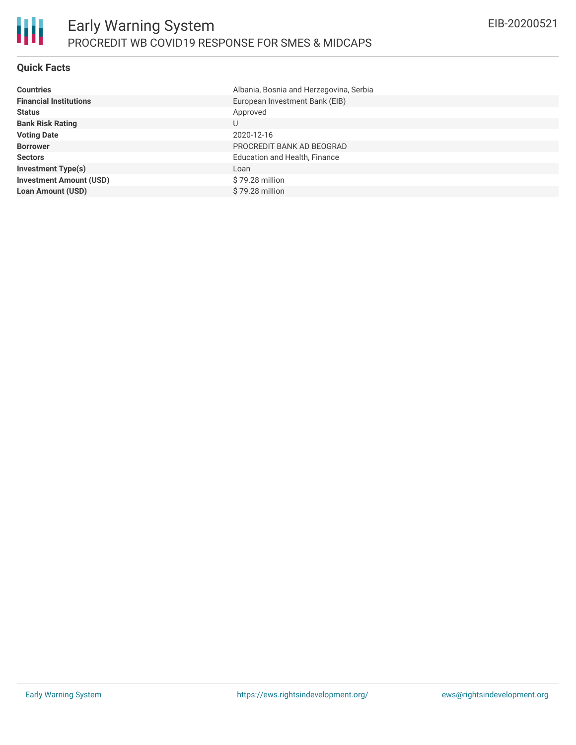## Quick Facts

| | |
|---|---|
| **Countries** | Albania, Bosnia and Herzegovina, Serbia |
| **Financial Institutions** | European Investment Bank (EIB) |
| **Status** | Approved |
| **Bank Risk Rating** | U |
| **Voting Date** | 2020-12-16 |
| **Borrower** | PROCREDIT BANK AD BEOGRAD |
| **Sectors** | Education and Health, Finance |
| **Investment Type(s)** | Loan |
| **Investment Amount (USD)** | $ 79.28 million |
| **Loan Amount (USD)** | $ 79.28 million |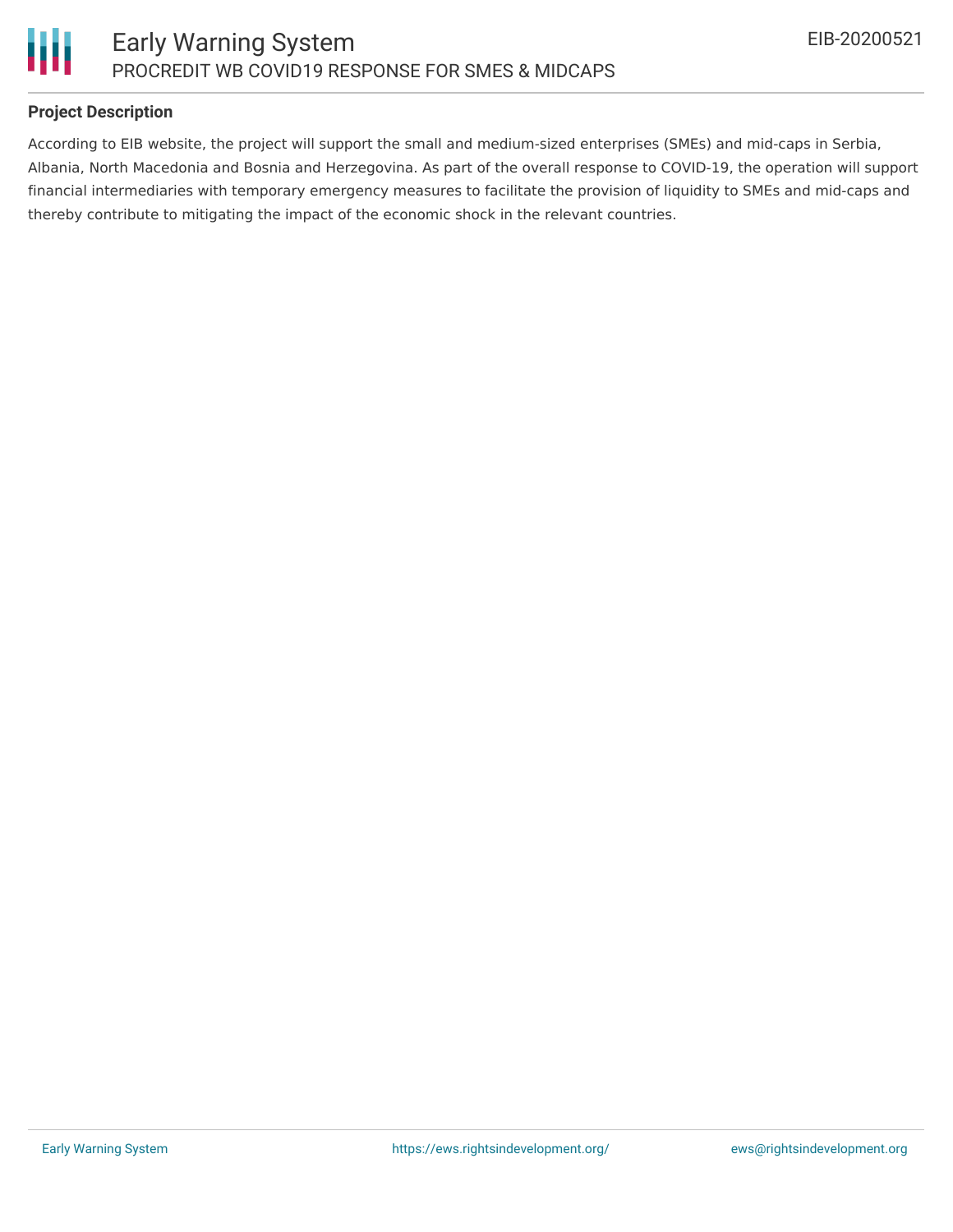## Project Description

According to EIB website, the project will support the small and medium-sized enterprises (SMEs) and mid-caps in Serbia, Albania, North Macedonia and Bosnia and Herzegovina. As part of the overall response to COVID-19, the operation will support financial intermediaries with temporary emergency measures to facilitate the provision of liquidity to SMEs and mid-caps and thereby contribute to mitigating the impact of the economic shock in the relevant countries.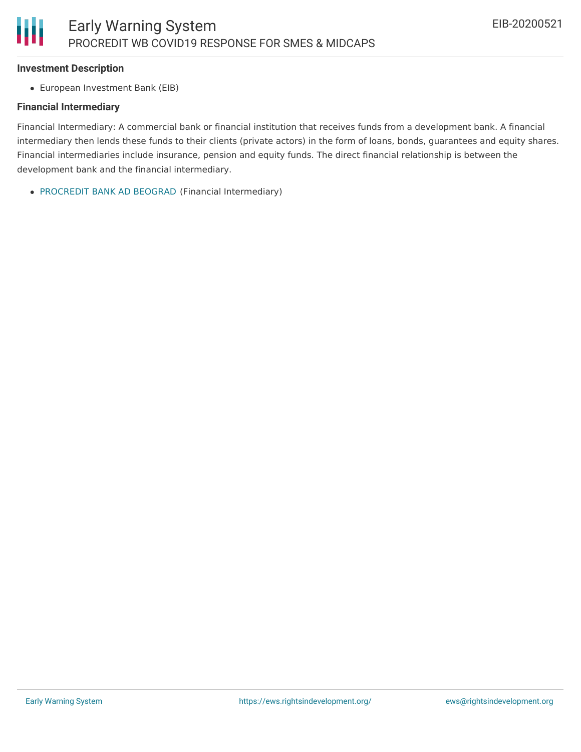#### Investment Description

- European Investment Bank (EIB)

#### Financial Intermediary

Financial Intermediary: A commercial bank or financial institution that receives funds from a development bank. A financial intermediary then lends these funds to their clients (private actors) in the form of loans, bonds, guarantees and equity shares. Financial intermediaries include insurance, pension and equity funds. The direct financial relationship is between the development bank and the financial intermediary.

- PROCREDIT BANK AD BEOGRAD (Financial Intermediary)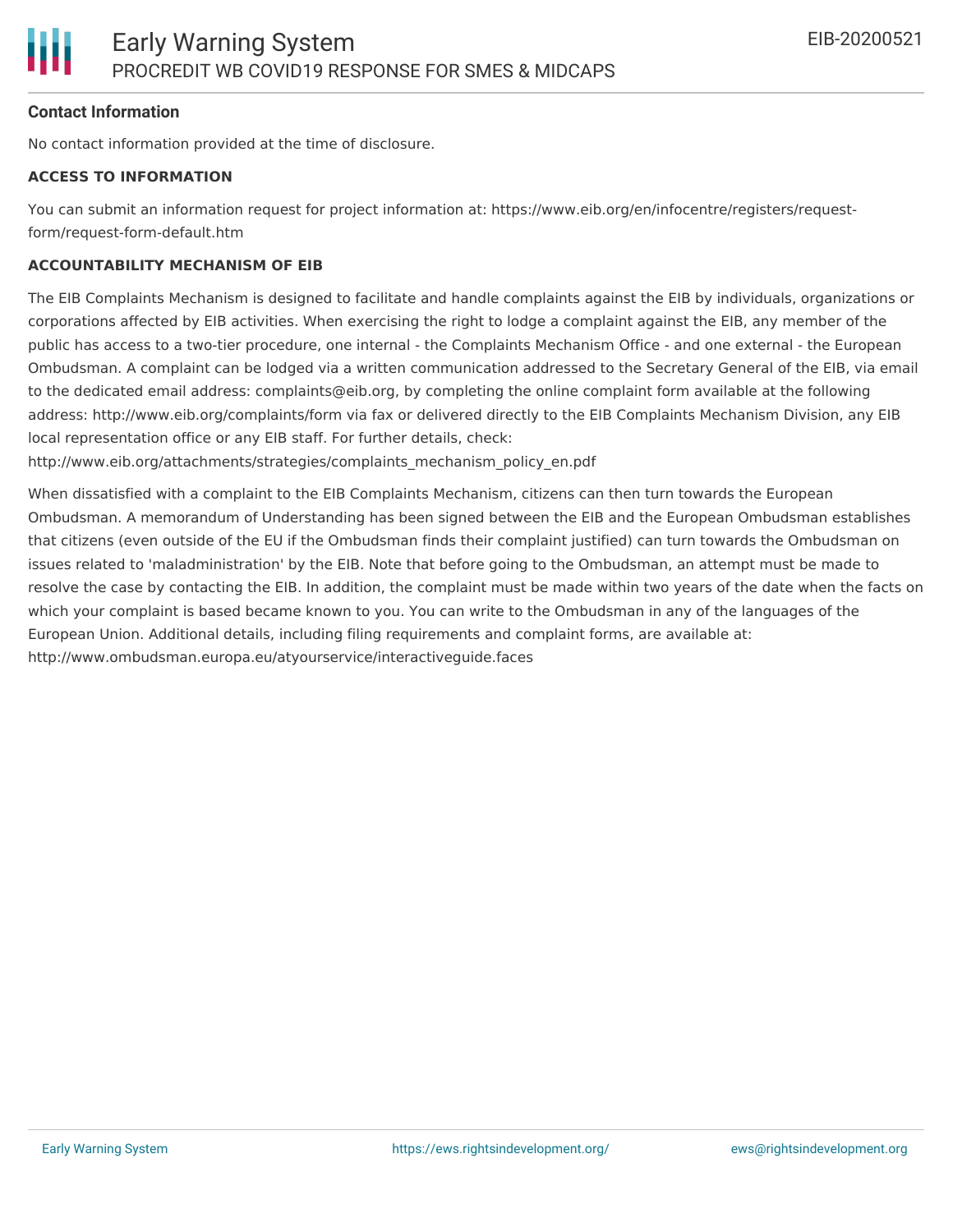**Contact Information**

No contact information provided at the time of disclosure.

**ACCESS TO INFORMATION**

You can submit an information request for project information at: https://www.eib.org/en/infocentre/registers/request-form/request-form-default.htm

**ACCOUNTABILITY MECHANISM OF EIB**

The EIB Complaints Mechanism is designed to facilitate and handle complaints against the EIB by individuals, organizations or corporations affected by EIB activities. When exercising the right to lodge a complaint against the EIB, any member of the public has access to a two-tier procedure, one internal - the Complaints Mechanism Office - and one external - the European Ombudsman. A complaint can be lodged via a written communication addressed to the Secretary General of the EIB, via email to the dedicated email address: complaints@eib.org, by completing the online complaint form available at the following address: http://www.eib.org/complaints/form via fax or delivered directly to the EIB Complaints Mechanism Division, any EIB local representation office or any EIB staff. For further details, check: http://www.eib.org/attachments/strategies/complaints_mechanism_policy_en.pdf

When dissatisfied with a complaint to the EIB Complaints Mechanism, citizens can then turn towards the European Ombudsman. A memorandum of Understanding has been signed between the EIB and the European Ombudsman establishes that citizens (even outside of the EU if the Ombudsman finds their complaint justified) can turn towards the Ombudsman on issues related to 'maladministration' by the EIB. Note that before going to the Ombudsman, an attempt must be made to resolve the case by contacting the EIB. In addition, the complaint must be made within two years of the date when the facts on which your complaint is based became known to you. You can write to the Ombudsman in any of the languages of the European Union. Additional details, including filing requirements and complaint forms, are available at: http://www.ombudsman.europa.eu/atyourservice/interactiveguide.faces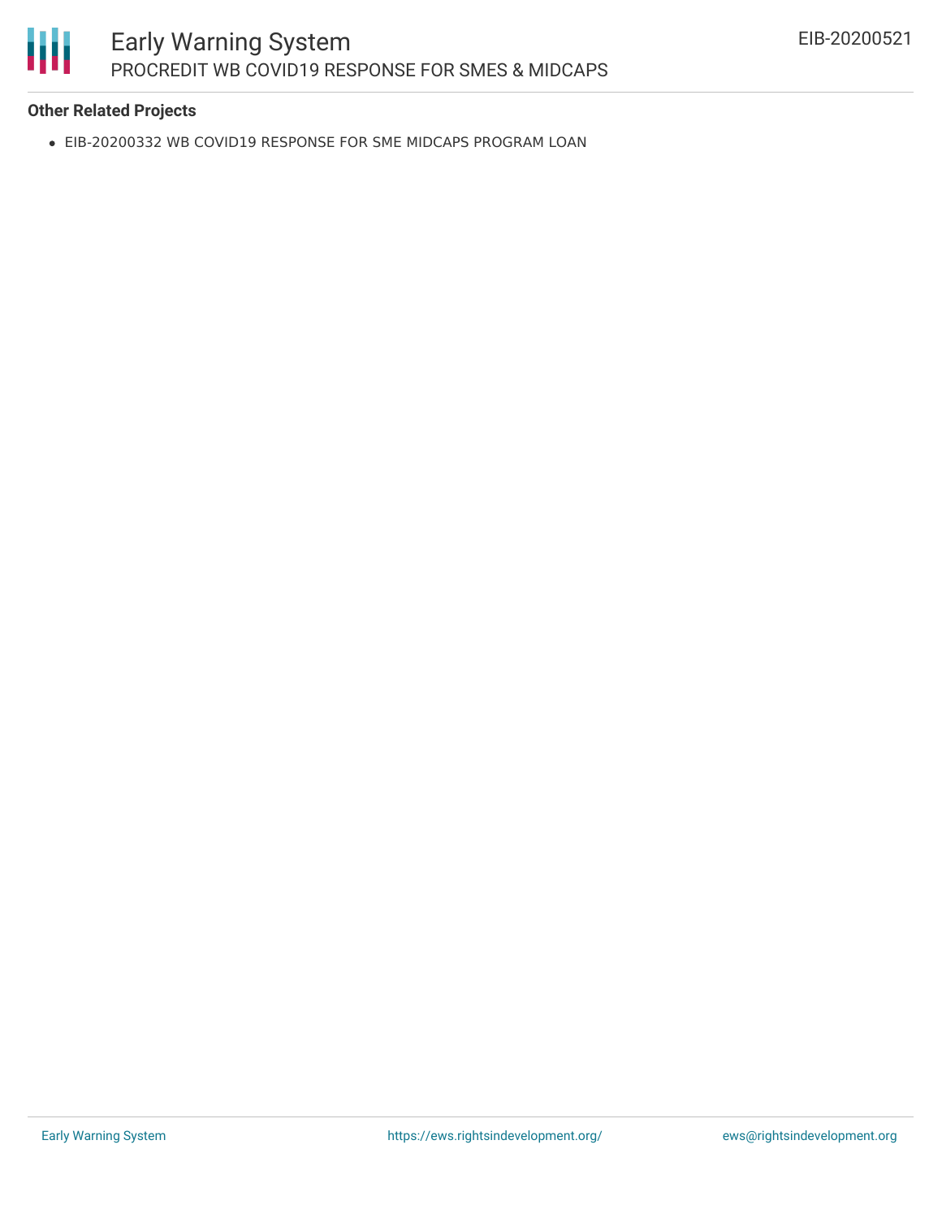**Other Related Projects**

- EIB-20200332 WB COVID19 RESPONSE FOR SME MIDCAPS PROGRAM LOAN